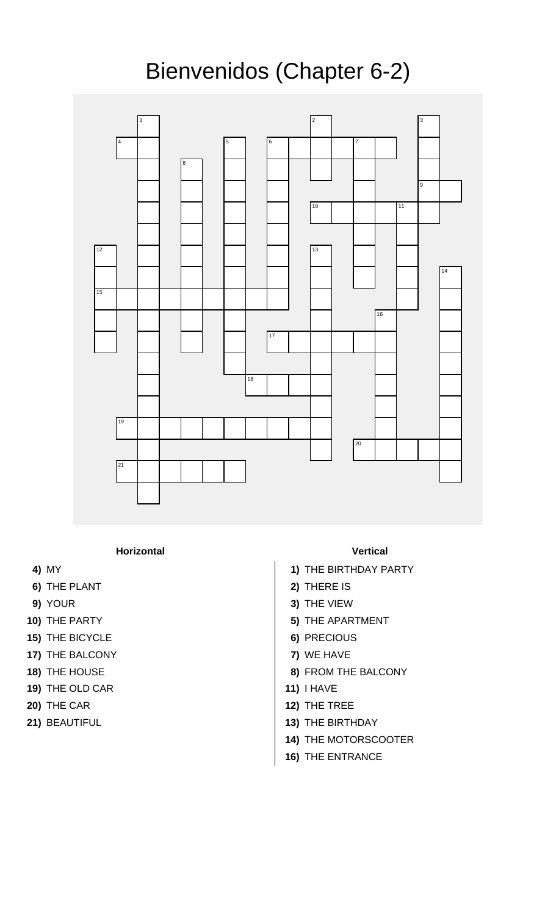# Bienvenidos (Chapter 6-2)

### Horizontal

**4)** MY

**6)** THE PLANT

**9)** YOUR

**10)** THE PARTY

**15)** THE BICYCLE

**17)** THE BALCONY

**18)** THE HOUSE

**19)** THE OLD CAR

**20)** THE CAR

**21)** BEAUTIFUL

### Vertical

**1)** THE BIRTHDAY PARTY

**2)** THERE IS

**3)** THE VIEW

**5)** THE APARTMENT

**6)** PRECIOUS

**7)** WE HAVE

**8)** FROM THE BALCONY

**11)** I HAVE

**12)** THE TREE

**13)** THE BIRTHDAY

**14)** THE MOTORSCOOTER

**16)** THE ENTRANCE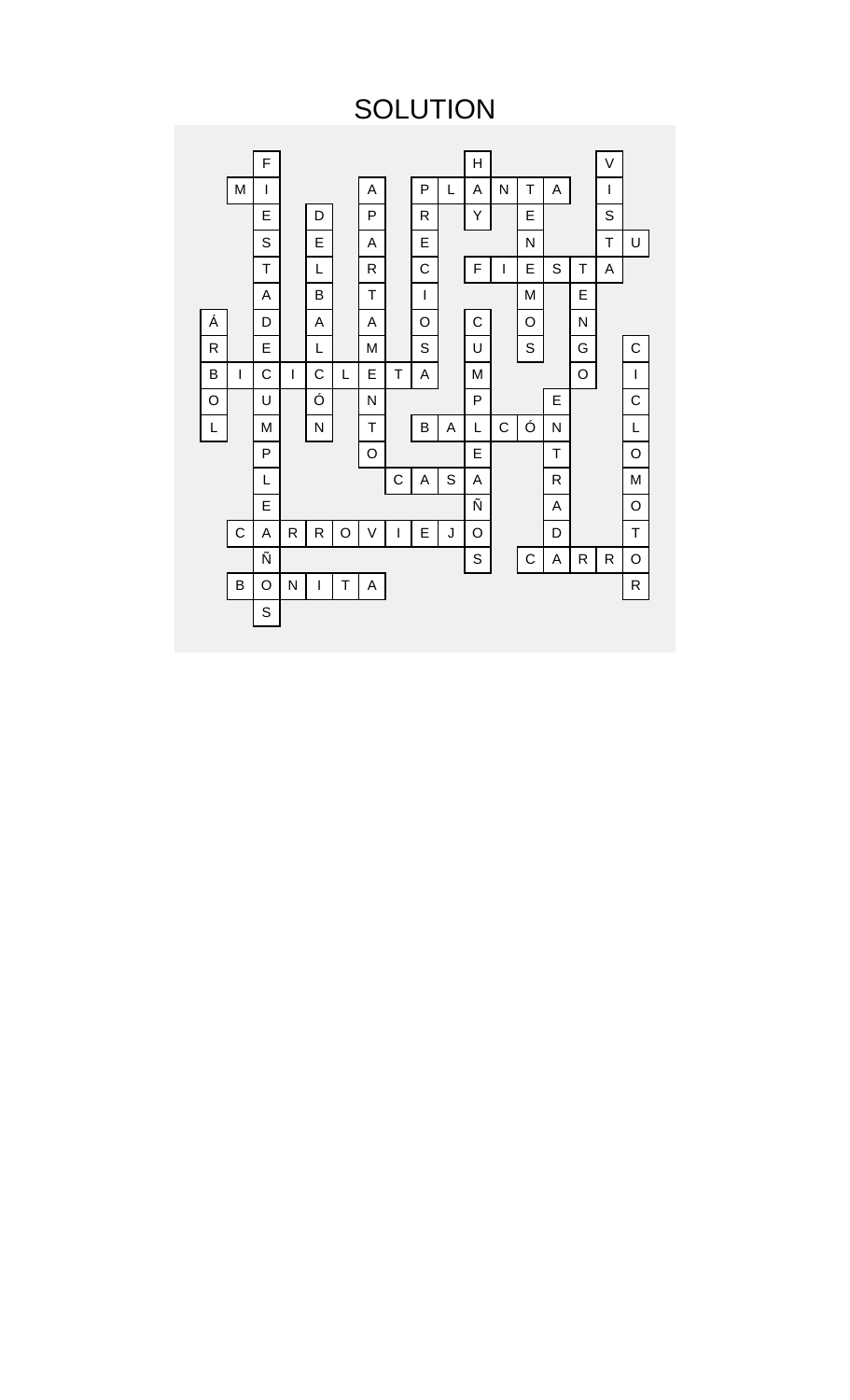# SOLUTION

| | | | | | | | | | | | | | | | | |
|---|---|---|---|---|---|---|---|---|---|---|---|---|---|---|---|---|
| | | F | | | | | | | | H | | | | | V | |
| | M | I | | | | A | | P | L | A | N | T | A | | I | |
| | | E | | D | | P | | R | | Y | | E | | | S | |
| | | S | | E | | A | | E | | | | N | | | T | U |
| | | T | | L | | R | | C | | F | I | E | S | T | A | |
| | | A | | B | | T | | I | | | | M | | E | | |
| Á | | D | | A | | A | | O | | C | | O | | N | | |
| R | | E | | L | | M | | S | | U | | S | | G | | C |
| B | I | C | I | C | L | E | T | A | | M | | | | O | | I |
| O | | U | | Ó | | N | | | | P | | | E | | | C |
| L | | M | | N | | T | | B | A | L | C | Ó | N | | | L |
| | | P | | | | O | | | | E | | | T | | | O |
| | | L | | | | | C | A | S | A | | | R | | | M |
| | | E | | | | | | | | Ñ | | | A | | | O |
| | C | A | R | R | O | V | I | E | J | O | | | D | | | T |
| | | Ñ | | | | | | | | S | | C | A | R | R | O |
| | B | O | N | I | T | A | | | | | | | | | | R |
| | | S | | | | | | | | | | | | | | |